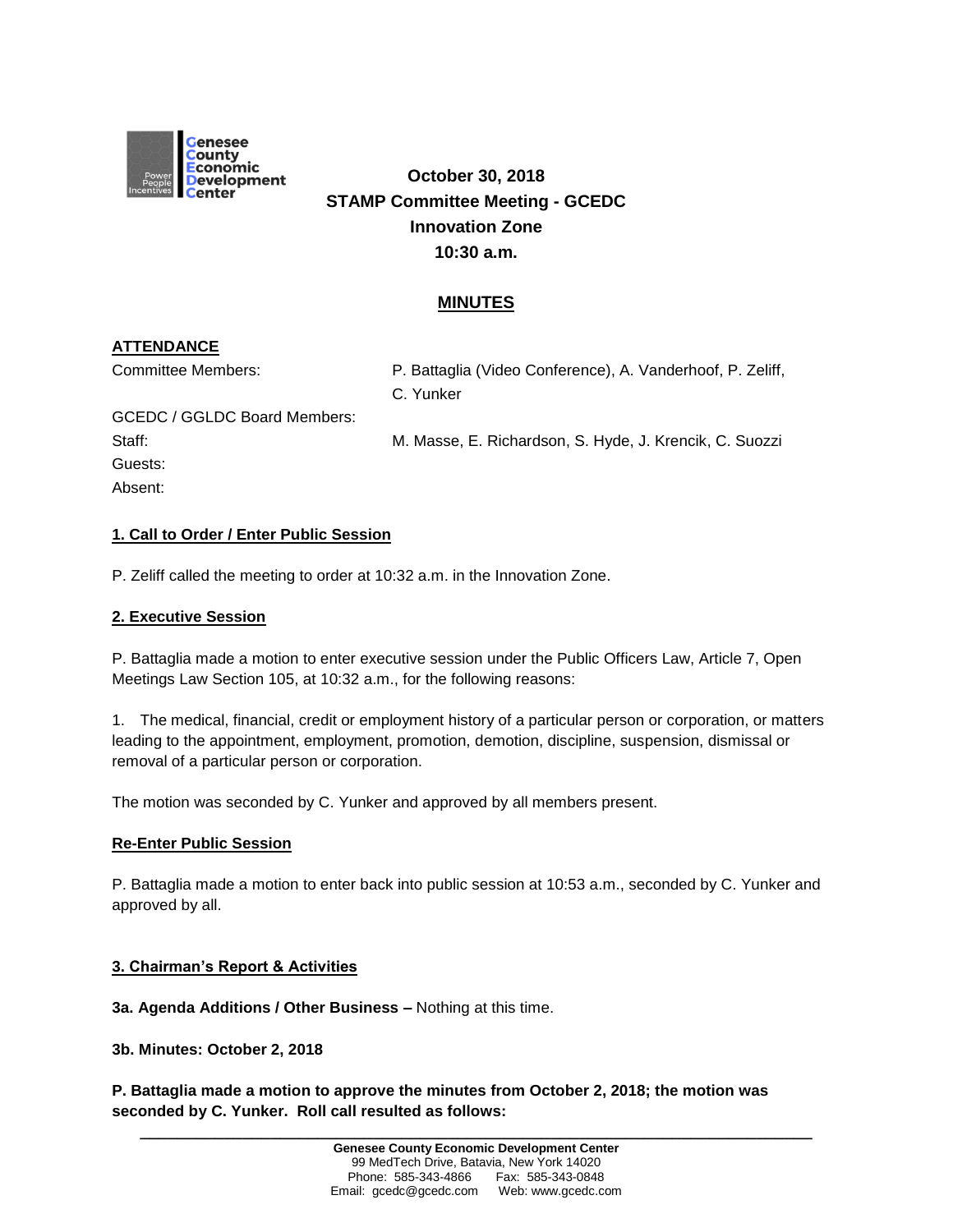Genesee County Economic Development Center

**October 30, 2018**
**STAMP Committee Meeting - GCEDC**
**Innovation Zone**
**10:30 a.m.**

## MINUTES

**ATTENDANCE**

| | |
|---|---|
| Committee Members: | P. Battaglia (Video Conference), A. Vanderhoof, P. Zeliff, C. Yunker |
| GCEDC / GGLDC Board Members: | |
| Staff: | M. Masse, E. Richardson, S. Hyde, J. Krencik, C. Suozzi |
| Guests: | |
| Absent: | |

**1. Call to Order / Enter Public Session**

P. Zeliff called the meeting to order at 10:32 a.m. in the Innovation Zone.

**2. Executive Session**

P. Battaglia made a motion to enter executive session under the Public Officers Law, Article 7, Open Meetings Law Section 105, at 10:32 a.m., for the following reasons:

1. The medical, financial, credit or employment history of a particular person or corporation, or matters leading to the appointment, employment, promotion, demotion, discipline, suspension, dismissal or removal of a particular person or corporation.

The motion was seconded by C. Yunker and approved by all members present.

**Re-Enter Public Session**

P. Battaglia made a motion to enter back into public session at 10:53 a.m., seconded by C. Yunker and approved by all.

**3. Chairman's Report & Activities**

**3a. Agenda Additions / Other Business –** Nothing at this time.

**3b. Minutes: October 2, 2018**

**P. Battaglia made a motion to approve the minutes from October 2, 2018; the motion was seconded by C. Yunker. Roll call resulted as follows:**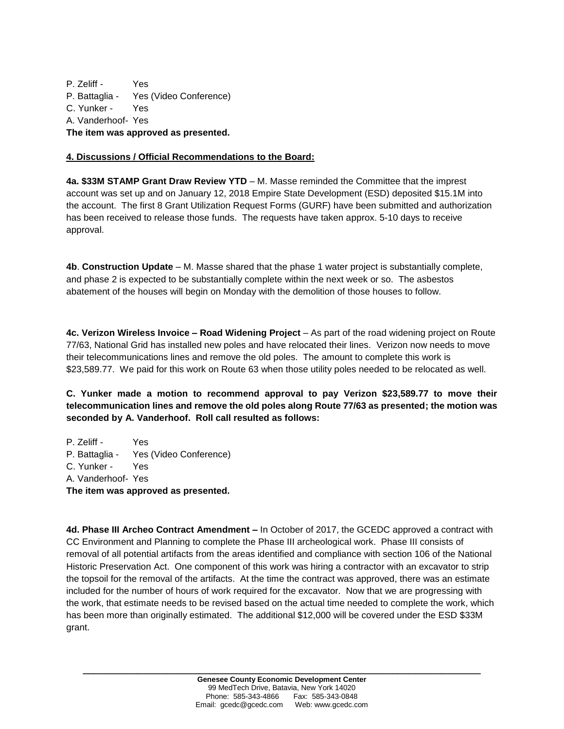P. Zeliff - Yes
P. Battaglia - Yes (Video Conference)
C. Yunker - Yes
A. Vanderhoof- Yes
**The item was approved as presented.**

**4. Discussions / Official Recommendations to the Board:**

**4a. $33M STAMP Grant Draw Review YTD** – M. Masse reminded the Committee that the imprest account was set up and on January 12, 2018 Empire State Development (ESD) deposited $15.1M into the account. The first 8 Grant Utilization Request Forms (GURF) have been submitted and authorization has been received to release those funds. The requests have taken approx. 5-10 days to receive approval.

**4b**. **Construction Update** – M. Masse shared that the phase 1 water project is substantially complete, and phase 2 is expected to be substantially complete within the next week or so. The asbestos abatement of the houses will begin on Monday with the demolition of those houses to follow.

**4c. Verizon Wireless Invoice – Road Widening Project** – As part of the road widening project on Route 77/63, National Grid has installed new poles and have relocated their lines. Verizon now needs to move their telecommunications lines and remove the old poles. The amount to complete this work is $23,589.77. We paid for this work on Route 63 when those utility poles needed to be relocated as well.

**C. Yunker made a motion to recommend approval to pay Verizon $23,589.77 to move their telecommunication lines and remove the old poles along Route 77/63 as presented; the motion was seconded by A. Vanderhoof. Roll call resulted as follows:**

P. Zeliff - Yes
P. Battaglia - Yes (Video Conference)
C. Yunker - Yes
A. Vanderhoof- Yes
**The item was approved as presented.**

**4d. Phase III Archeo Contract Amendment –** In October of 2017, the GCEDC approved a contract with CC Environment and Planning to complete the Phase III archeological work. Phase III consists of removal of all potential artifacts from the areas identified and compliance with section 106 of the National Historic Preservation Act. One component of this work was hiring a contractor with an excavator to strip the topsoil for the removal of the artifacts. At the time the contract was approved, there was an estimate included for the number of hours of work required for the excavator. Now that we are progressing with the work, that estimate needs to be revised based on the actual time needed to complete the work, which has been more than originally estimated. The additional $12,000 will be covered under the ESD $33M grant.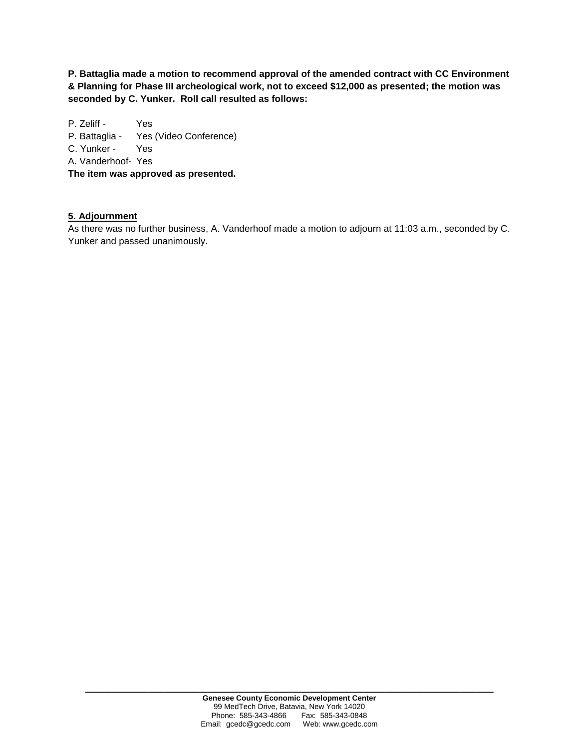**P. Battaglia made a motion to recommend approval of the amended contract with CC Environment & Planning for Phase III archeological work, not to exceed $12,000 as presented; the motion was seconded by C. Yunker. Roll call resulted as follows:**

P. Zeliff - Yes
P. Battaglia - Yes (Video Conference)
C. Yunker - Yes
A. Vanderhoof- Yes
**The item was approved as presented.**

**5. Adjournment**

As there was no further business, A. Vanderhoof made a motion to adjourn at 11:03 a.m., seconded by C. Yunker and passed unanimously.